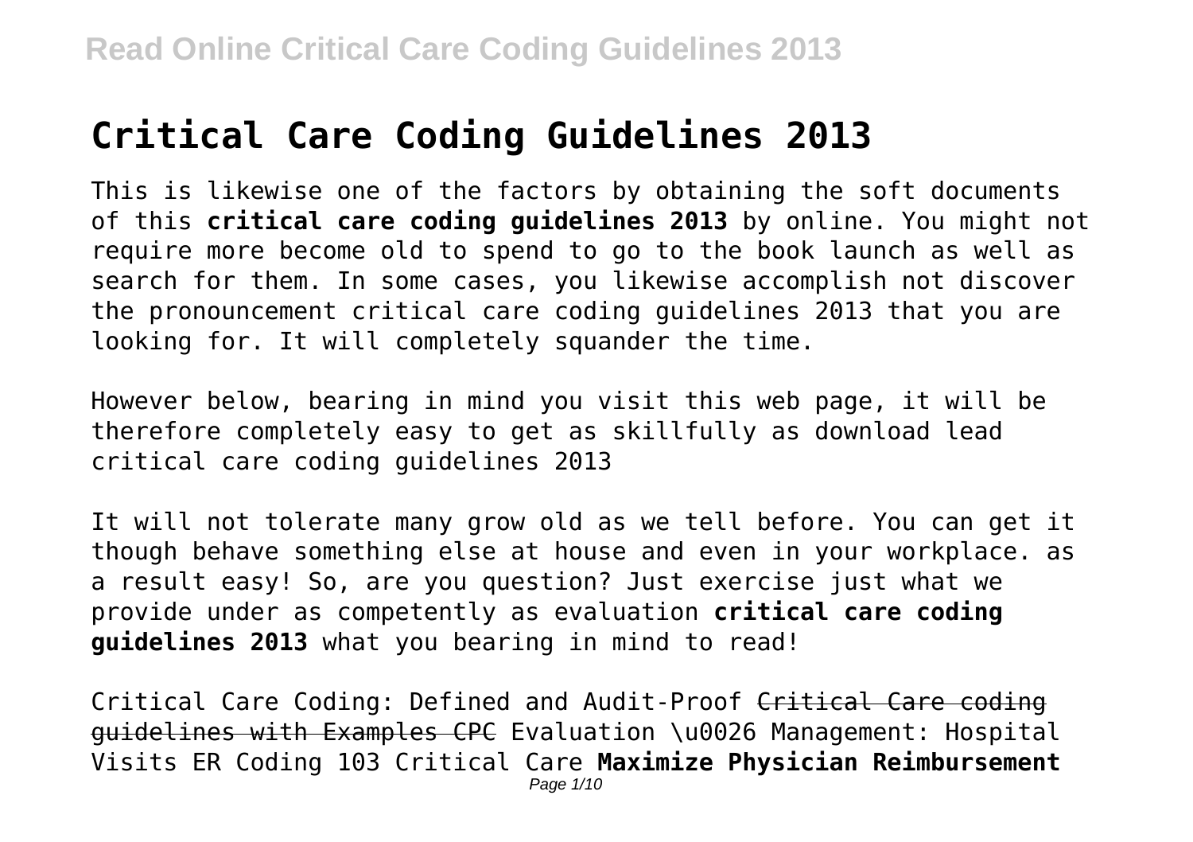# Critical Care Coding Guidelines 2013

This is likewise one of the factors by obtaining the soft documents of this **critical care coding guidelines 2013** by online. You might not require more become old to spend to go to the book launch as well as search for them. In some cases, you likewise accomplish not discover the pronouncement critical care coding guidelines 2013 that you are looking for. It will completely squander the time.

However below, bearing in mind you visit this web page, it will be therefore completely easy to get as skillfully as download lead critical care coding guidelines 2013

It will not tolerate many grow old as we tell before. You can get it though behave something else at house and even in your workplace. as a result easy! So, are you question? Just exercise just what we provide under as competently as evaluation **critical care coding guidelines 2013** what you bearing in mind to read!

Critical Care Coding: Defined and Audit-Proof ~~Critical Care coding guidelines with Examples CPC~~ Evaluation \u0026 Management: Hospital Visits ER Coding 103 Critical Care **Maximize Physician Reimbursement**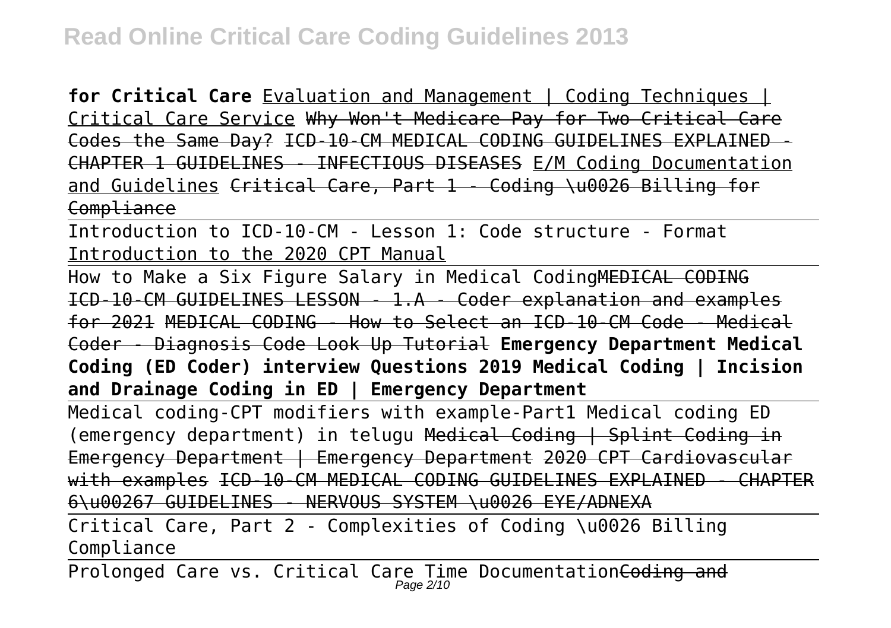**for Critical Care** Evaluation and Management | Coding Techniques | Critical Care Service ~~Why Won't Medicare Pay for Two Critical Care Codes the Same Day?~~ ~~ICD-10-CM MEDICAL CODING GUIDELINES EXPLAINED - CHAPTER 1 GUIDELINES - INFECTIOUS DISEASES~~ E/M Coding Documentation and Guidelines ~~Critical Care, Part 1 - Coding \u0026 Billing for Compliance~~

Introduction to ICD-10-CM - Lesson 1: Code structure - Format Introduction to the 2020 CPT Manual

How to Make a Six Figure Salary in Medical Coding ~~MEDICAL CODING ICD-10-CM GUIDELINES LESSON - 1.A - Coder explanation and examples for 2021~~ ~~MEDICAL CODING - How to Select an ICD-10-CM Code - Medical Coder - Diagnosis Code Look Up Tutorial~~ **Emergency Department Medical Coding (ED Coder) interview Questions 2019 Medical Coding | Incision and Drainage Coding in ED | Emergency Department**

Medical coding-CPT modifiers with example-Part1 Medical coding ED (emergency department) in telugu ~~Medical Coding | Splint Coding in Emergency Department | Emergency Department~~ ~~2020 CPT Cardiovascular with examples~~ ~~ICD-10-CM MEDICAL CODING GUIDELINES EXPLAINED - CHAPTER 6\u00267 GUIDELINES - NERVOUS SYSTEM \u0026 EYE/ADNEXA~~

Critical Care, Part 2 - Complexities of Coding \u0026 Billing Compliance

Prolonged Care vs. Critical Care Time Documentation ~~Coding and~~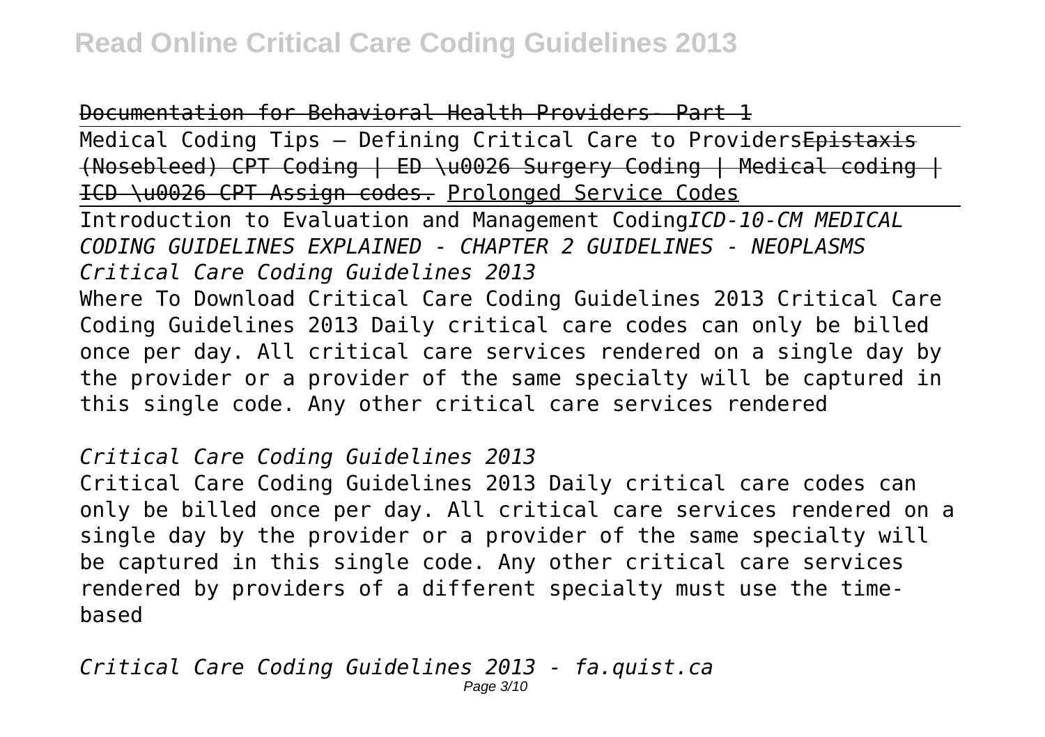~~Documentation for Behavioral Health Providers- Part 1~~

Medical Coding Tips – Defining Critical Care to Providers~~Epistaxis (Nosebleed) CPT Coding | ED \u0026 Surgery Coding | Medical coding | ICD \u0026 CPT Assign codes.~~ Prolonged Service Codes

Introduction to Evaluation and Management Coding*ICD-10-CM MEDICAL CODING GUIDELINES EXPLAINED - CHAPTER 2 GUIDELINES - NEOPLASMS*

*Critical Care Coding Guidelines 2013*

Where To Download Critical Care Coding Guidelines 2013 Critical Care Coding Guidelines 2013 Daily critical care codes can only be billed once per day. All critical care services rendered on a single day by the provider or a provider of the same specialty will be captured in this single code. Any other critical care services rendered

*Critical Care Coding Guidelines 2013*

Critical Care Coding Guidelines 2013 Daily critical care codes can only be billed once per day. All critical care services rendered on a single day by the provider or a provider of the same specialty will be captured in this single code. Any other critical care services rendered by providers of a different specialty must use the time-based

*Critical Care Coding Guidelines 2013 - fa.quist.ca*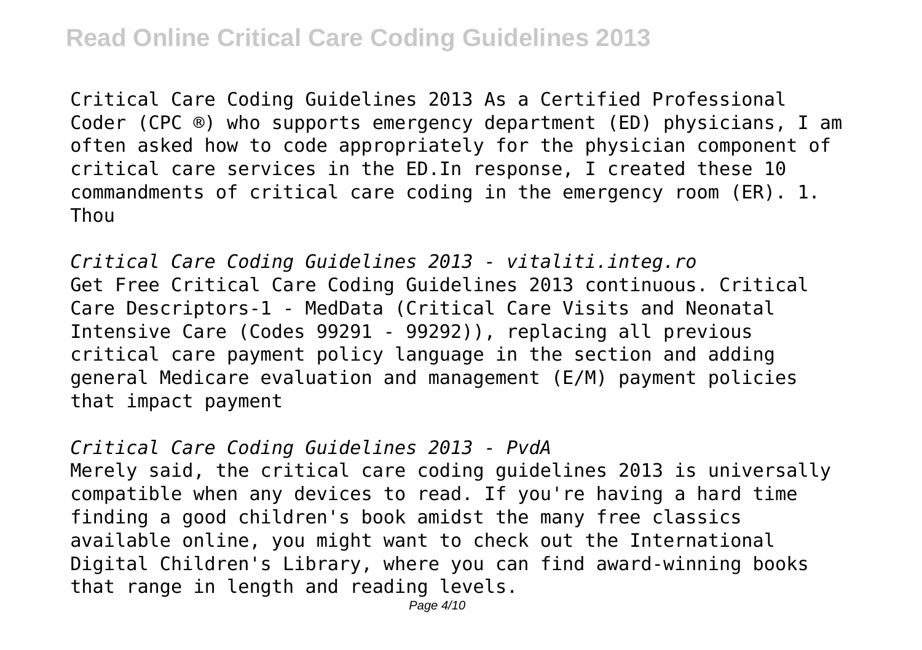Critical Care Coding Guidelines 2013 As a Certified Professional Coder (CPC ®) who supports emergency department (ED) physicians, I am often asked how to code appropriately for the physician component of critical care services in the ED.In response, I created these 10 commandments of critical care coding in the emergency room (ER). 1. Thou

*Critical Care Coding Guidelines 2013 - vitaliti.integ.ro*

Get Free Critical Care Coding Guidelines 2013 continuous. Critical Care Descriptors-1 - MedData (Critical Care Visits and Neonatal Intensive Care (Codes 99291 - 99292)), replacing all previous critical care payment policy language in the section and adding general Medicare evaluation and management (E/M) payment policies that impact payment

*Critical Care Coding Guidelines 2013 - PvdA*

Merely said, the critical care coding guidelines 2013 is universally compatible when any devices to read. If you're having a hard time finding a good children's book amidst the many free classics available online, you might want to check out the International Digital Children's Library, where you can find award-winning books that range in length and reading levels.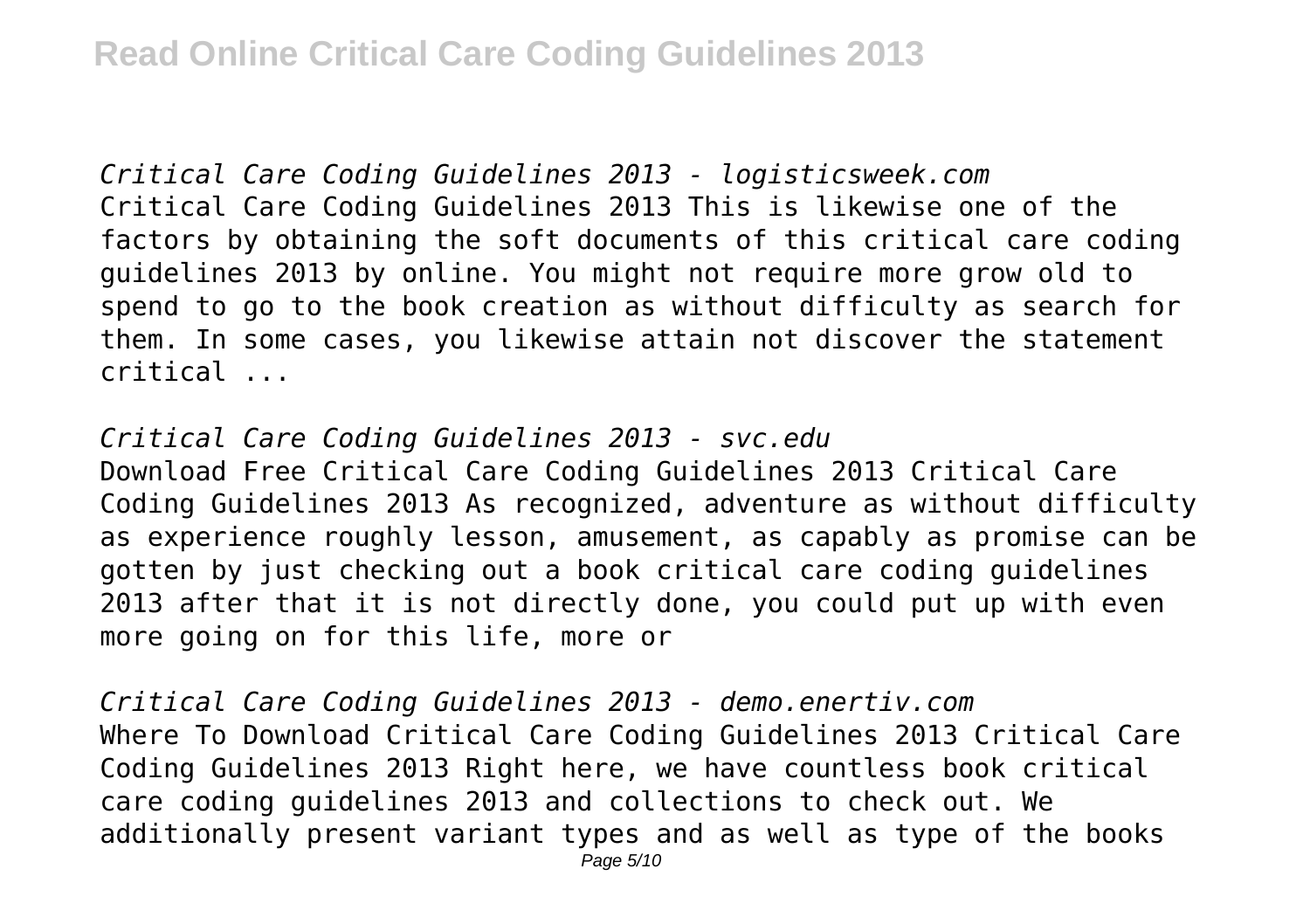*Critical Care Coding Guidelines 2013 - logisticsweek.com*
Critical Care Coding Guidelines 2013 This is likewise one of the factors by obtaining the soft documents of this critical care coding guidelines 2013 by online. You might not require more grow old to spend to go to the book creation as without difficulty as search for them. In some cases, you likewise attain not discover the statement critical ...

*Critical Care Coding Guidelines 2013 - svc.edu*
Download Free Critical Care Coding Guidelines 2013 Critical Care Coding Guidelines 2013 As recognized, adventure as without difficulty as experience roughly lesson, amusement, as capably as promise can be gotten by just checking out a book critical care coding guidelines 2013 after that it is not directly done, you could put up with even more going on for this life, more or

*Critical Care Coding Guidelines 2013 - demo.enertiv.com*
Where To Download Critical Care Coding Guidelines 2013 Critical Care Coding Guidelines 2013 Right here, we have countless book critical care coding guidelines 2013 and collections to check out. We additionally present variant types and as well as type of the books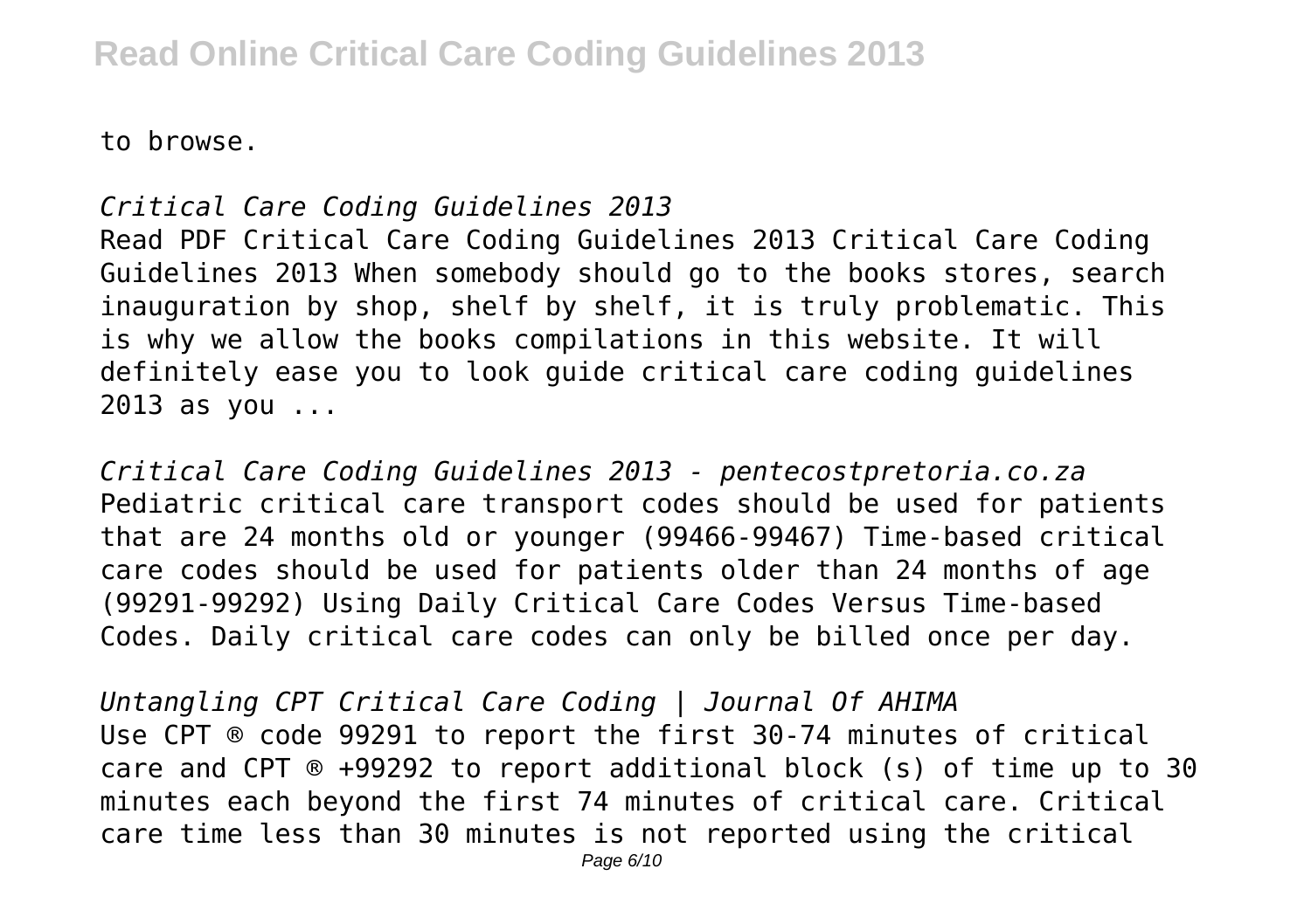to browse.

*Critical Care Coding Guidelines 2013*

Read PDF Critical Care Coding Guidelines 2013 Critical Care Coding Guidelines 2013 When somebody should go to the books stores, search inauguration by shop, shelf by shelf, it is truly problematic. This is why we allow the books compilations in this website. It will definitely ease you to look guide critical care coding guidelines 2013 as you ...

*Critical Care Coding Guidelines 2013 - pentecostpretoria.co.za*

Pediatric critical care transport codes should be used for patients that are 24 months old or younger (99466-99467) Time-based critical care codes should be used for patients older than 24 months of age (99291-99292) Using Daily Critical Care Codes Versus Time-based Codes. Daily critical care codes can only be billed once per day.

*Untangling CPT Critical Care Coding | Journal Of AHIMA*

Use CPT ® code 99291 to report the first 30-74 minutes of critical care and CPT ® +99292 to report additional block (s) of time up to 30 minutes each beyond the first 74 minutes of critical care. Critical care time less than 30 minutes is not reported using the critical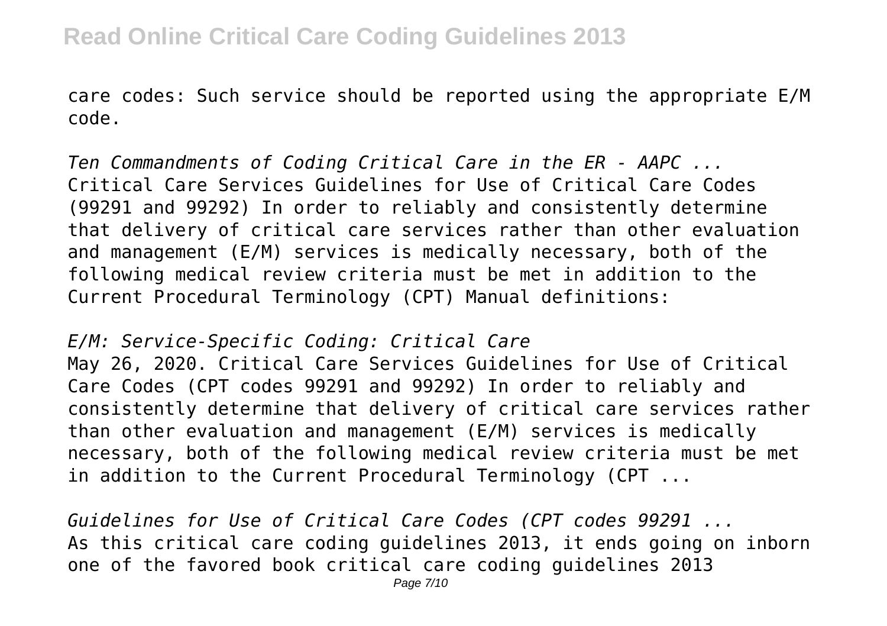care codes: Such service should be reported using the appropriate E/M code.

*Ten Commandments of Coding Critical Care in the ER - AAPC ...*
Critical Care Services Guidelines for Use of Critical Care Codes (99291 and 99292) In order to reliably and consistently determine that delivery of critical care services rather than other evaluation and management (E/M) services is medically necessary, both of the following medical review criteria must be met in addition to the Current Procedural Terminology (CPT) Manual definitions:

*E/M: Service-Specific Coding: Critical Care*
May 26, 2020. Critical Care Services Guidelines for Use of Critical Care Codes (CPT codes 99291 and 99292) In order to reliably and consistently determine that delivery of critical care services rather than other evaluation and management (E/M) services is medically necessary, both of the following medical review criteria must be met in addition to the Current Procedural Terminology (CPT ...

*Guidelines for Use of Critical Care Codes (CPT codes 99291 ...*
As this critical care coding guidelines 2013, it ends going on inborn one of the favored book critical care coding guidelines 2013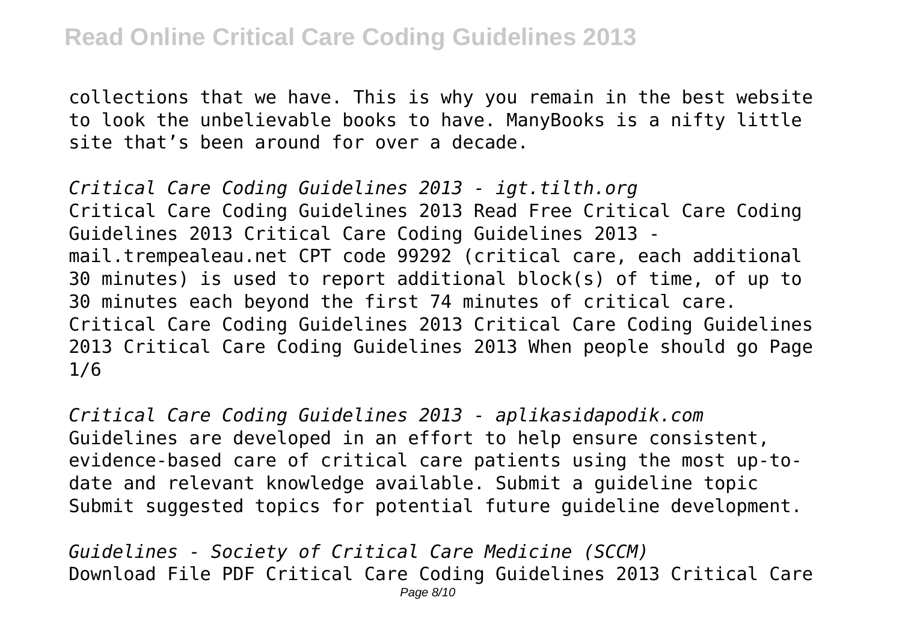collections that we have. This is why you remain in the best website to look the unbelievable books to have. ManyBooks is a nifty little site that's been around for over a decade.

*Critical Care Coding Guidelines 2013 - igt.tilth.org*
Critical Care Coding Guidelines 2013 Read Free Critical Care Coding Guidelines 2013 Critical Care Coding Guidelines 2013 - mail.trempealeau.net CPT code 99292 (critical care, each additional 30 minutes) is used to report additional block(s) of time, of up to 30 minutes each beyond the first 74 minutes of critical care. Critical Care Coding Guidelines 2013 Critical Care Coding Guidelines 2013 Critical Care Coding Guidelines 2013 When people should go Page 1/6

*Critical Care Coding Guidelines 2013 - aplikasidapodik.com*
Guidelines are developed in an effort to help ensure consistent, evidence-based care of critical care patients using the most up-to-date and relevant knowledge available. Submit a guideline topic Submit suggested topics for potential future guideline development.

*Guidelines - Society of Critical Care Medicine (SCCM)*
Download File PDF Critical Care Coding Guidelines 2013 Critical Care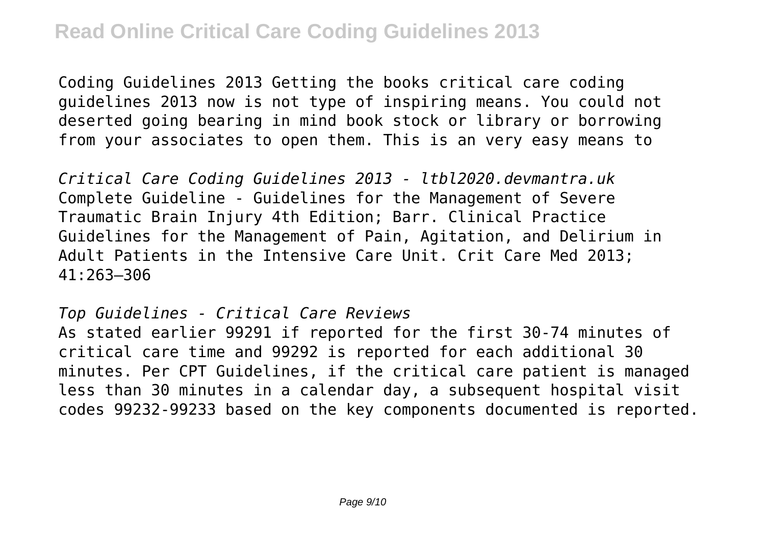Coding Guidelines 2013 Getting the books critical care coding guidelines 2013 now is not type of inspiring means. You could not deserted going bearing in mind book stock or library or borrowing from your associates to open them. This is an very easy means to

*Critical Care Coding Guidelines 2013 - ltbl2020.devmantra.uk*

Complete Guideline - Guidelines for the Management of Severe Traumatic Brain Injury 4th Edition; Barr. Clinical Practice Guidelines for the Management of Pain, Agitation, and Delirium in Adult Patients in the Intensive Care Unit. Crit Care Med 2013; 41:263–306

*Top Guidelines - Critical Care Reviews*

As stated earlier 99291 if reported for the first 30-74 minutes of critical care time and 99292 is reported for each additional 30 minutes. Per CPT Guidelines, if the critical care patient is managed less than 30 minutes in a calendar day, a subsequent hospital visit codes 99232-99233 based on the key components documented is reported.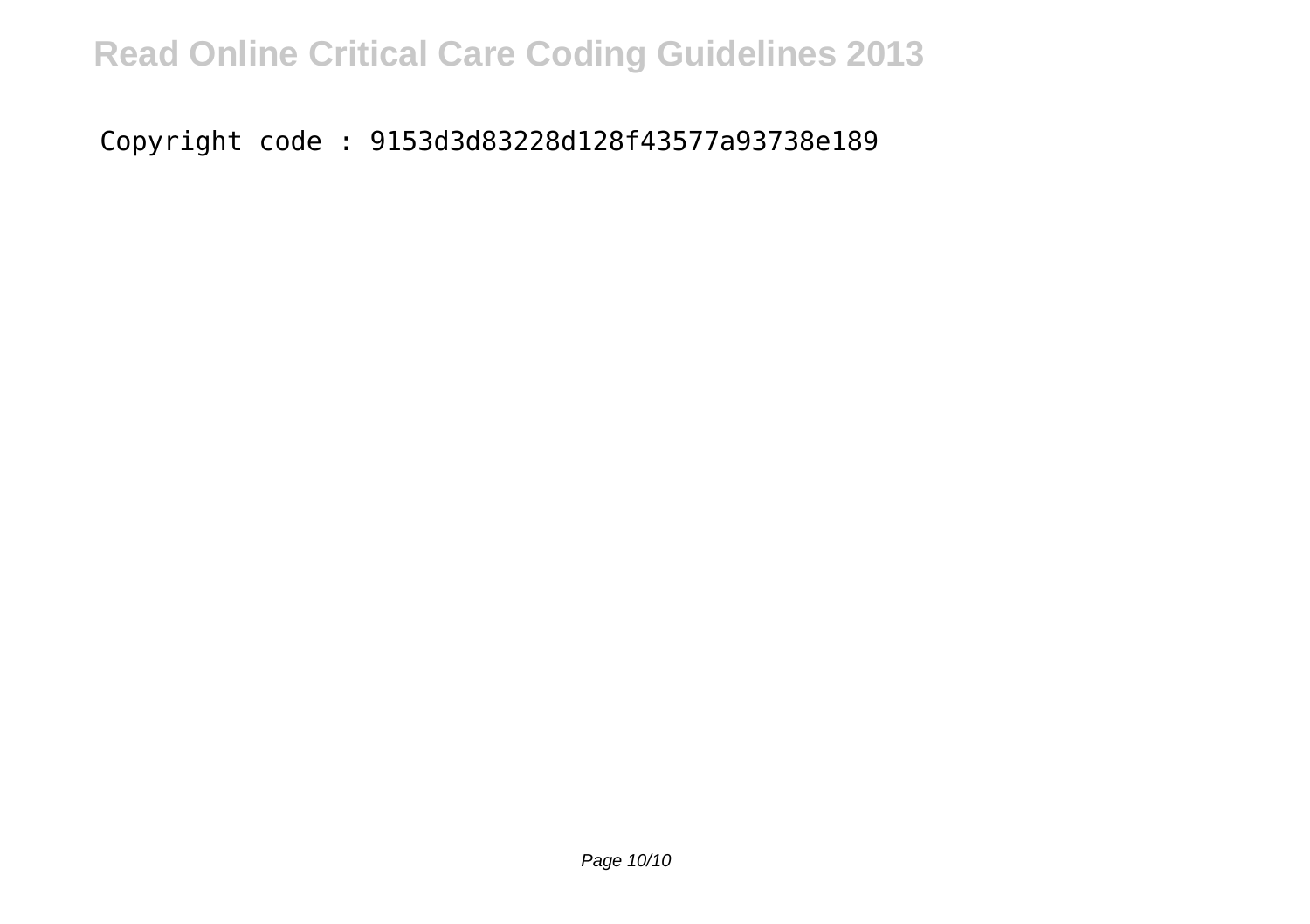Copyright code : 9153d3d83228d128f43577a93738e189